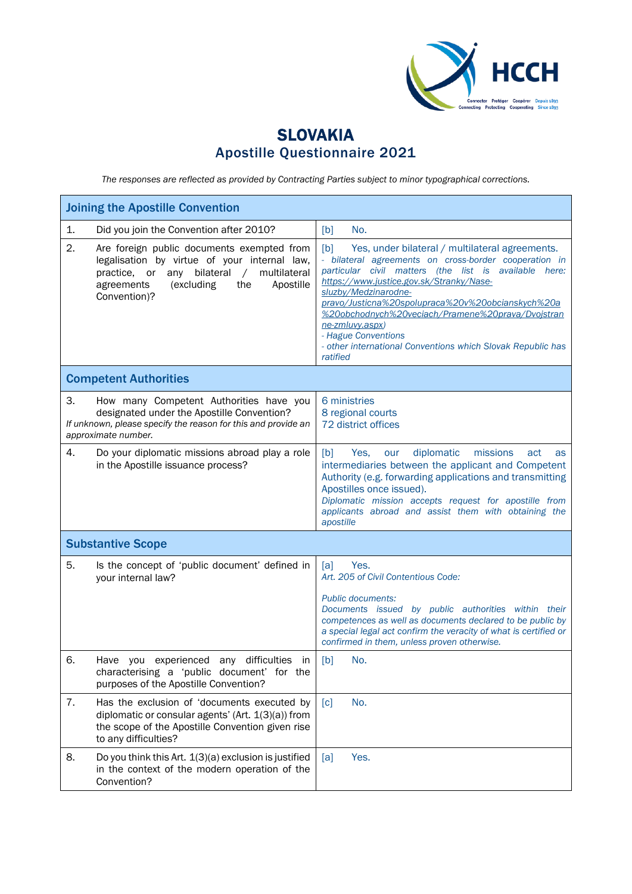# SLOVAKIA
## Apostille Questionnaire 2021

*The responses are reflected as provided by Contracting Parties subject to minor typographical corrections.*

| | | |
|---|---|---|
| **Joining the Apostille Convention** | | |
| 1. | Did you join the Convention after 2010? | [b] No. |
| 2. | Are foreign public documents exempted from legalisation by virtue of your internal law, practice, or any bilateral / multilateral agreements (excluding the Apostille Convention)? | [b] Yes, under bilateral / multilateral agreements. *- bilateral agreements on cross-border cooperation in particular civil matters (the list is available here: https://www.justice.gov.sk/Stranky/Nase-sluzby/Medzinarodne-pravo/Justicna%20spolupraca%20v%20obcianskych%20a%20obchodnych%20veciach/Pramene%20prava/Dvojstranne-zmluvy.aspx)* *- Hague Conventions* *- other international Conventions which Slovak Republic has ratified* |
| **Competent Authorities** | | |
| 3. | How many Competent Authorities have you designated under the Apostille Convention? *If unknown, please specify the reason for this and provide an approximate number.* | 6 ministries<br>8 regional courts<br>72 district offices |
| 4. | Do your diplomatic missions abroad play a role in the Apostille issuance process? | [b] Yes, our diplomatic missions act as intermediaries between the applicant and Competent Authority (e.g. forwarding applications and transmitting Apostilles once issued). *Diplomatic mission accepts request for apostille from applicants abroad and assist them with obtaining the apostille* |
| **Substantive Scope** | | |
| 5. | Is the concept of 'public document' defined in your internal law? | [a] Yes. *Art. 205 of Civil Contentious Code:*<br><br>*Public documents:* *Documents issued by public authorities within their competences as well as documents declared to be public by a special legal act confirm the veracity of what is certified or confirmed in them, unless proven otherwise.* |
| 6. | Have you experienced any difficulties in characterising a 'public document' for the purposes of the Apostille Convention? | [b] No. |
| 7. | Has the exclusion of 'documents executed by diplomatic or consular agents' (Art. 1(3)(a)) from the scope of the Apostille Convention given rise to any difficulties? | [c] No. |
| 8. | Do you think this Art. 1(3)(a) exclusion is justified in the context of the modern operation of the Convention? | [a] Yes. |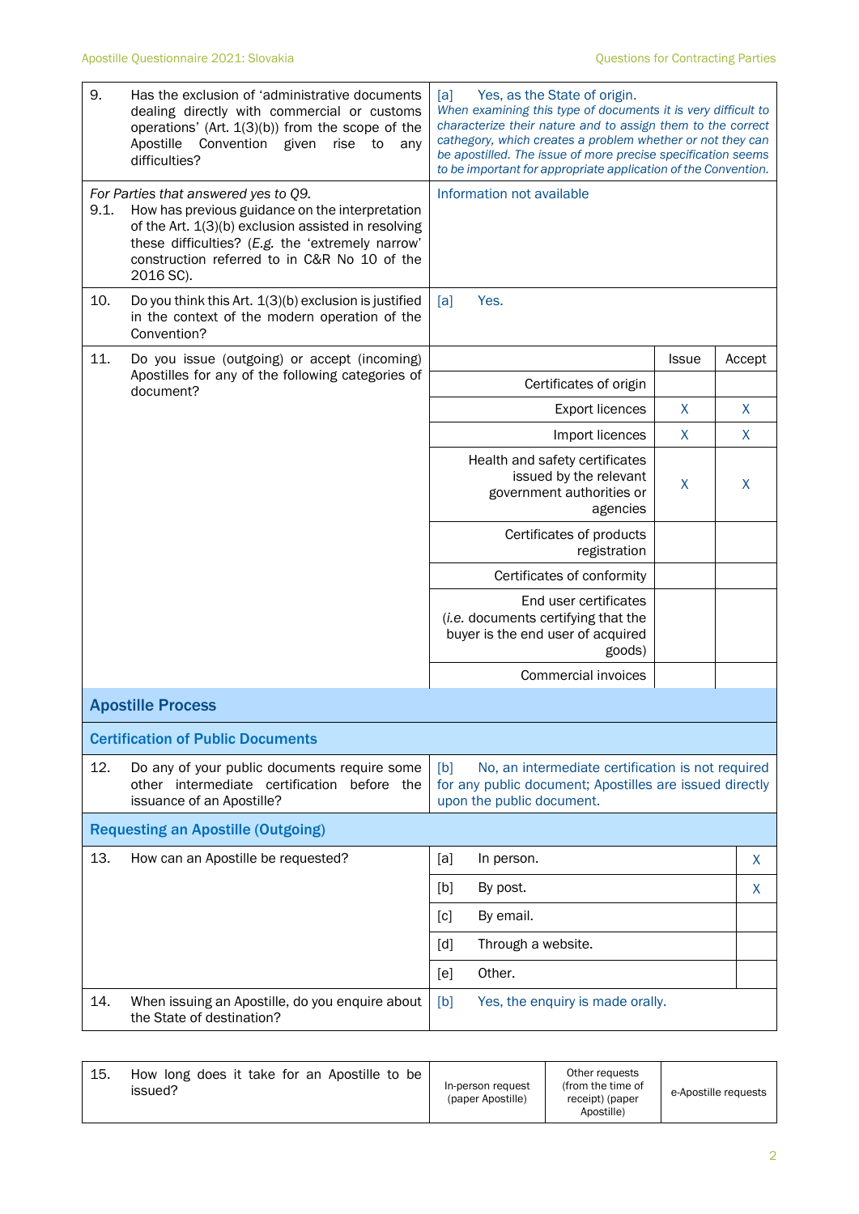| | | | |
|---|---|---|---|
| 9. Has the exclusion of 'administrative documents dealing directly with commercial or customs operations' (Art. 1(3)(b)) from the scope of the Apostille Convention given rise to any difficulties? | [a] Yes, as the State of origin. *When examining this type of documents it is very difficult to characterize their nature and to assign them to the correct cathegory, which creates a problem whether or not they can be apostilled. The issue of more precise specification seems to be important for appropriate application of the Convention.* | | |
| *For Parties that answered yes to Q9.* 9.1. How has previous guidance on the interpretation of the Art. 1(3)(b) exclusion assisted in resolving these difficulties? (*E.g.* the 'extremely narrow' construction referred to in C&R No 10 of the 2016 SC). | Information not available | | |
| 10. Do you think this Art. 1(3)(b) exclusion is justified in the context of the modern operation of the Convention? | [a] Yes. | | |
| 11. Do you issue (outgoing) or accept (incoming) Apostilles for any of the following categories of document? | | Issue | Accept |
| | Certificates of origin | | |
| | Export licences | X | X |
| | Import licences | X | X |
| | Health and safety certificates issued by the relevant government authorities or agencies | X | X |
| | Certificates of products registration | | |
| | Certificates of conformity | | |
| | End user certificates (*i.e.* documents certifying that the buyer is the end user of acquired goods) | | |
| | Commercial invoices | | |

## Apostille Process

### Certification of Public Documents

| | |
|---|---|
| 12. Do any of your public documents require some other intermediate certification before the issuance of an Apostille? | [b] No, an intermediate certification is not required for any public document; Apostilles are issued directly upon the public document. |

### Requesting an Apostille (Outgoing)

| | | |
|---|---|---|
| 13. How can an Apostille be requested? | [a] In person. | X |
| | [b] By post. | X |
| | [c] By email. | |
| | [d] Through a website. | |
| | [e] Other. | |
| 14. When issuing an Apostille, do you enquire about the State of destination? | [b] Yes, the enquiry is made orally. | |

| | | | |
|---|---|---|---|
| 15. How long does it take for an Apostille to be issued? | In-person request (paper Apostille) | Other requests (from the time of receipt) (paper Apostille) | e-Apostille requests |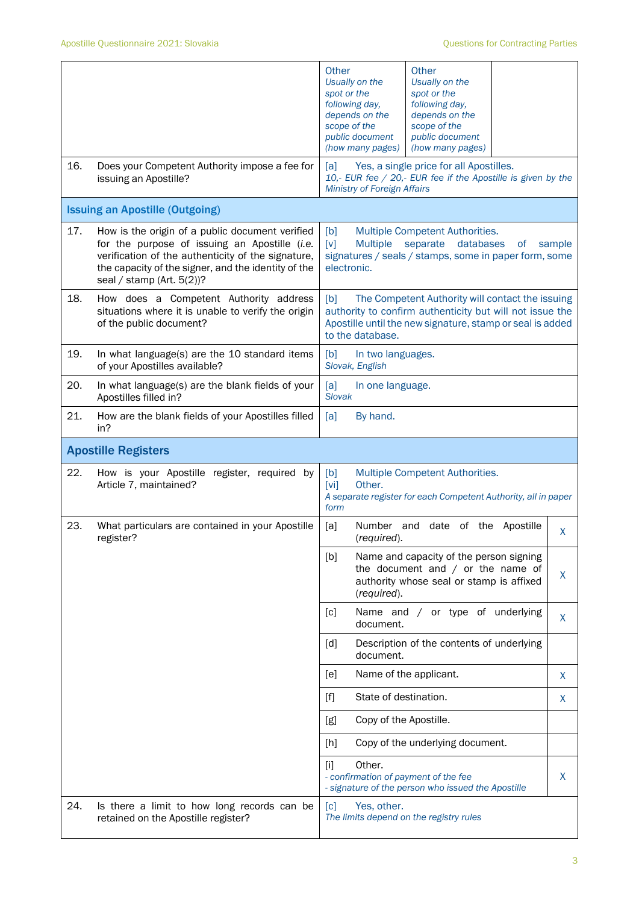| | | | | |
|---|---|---|---|---|
| | | Other *Usually on the spot or the following day, depends on the scope of the public document (how many pages)* | Other *Usually on the spot or the following day, depends on the scope of the public document (how many pages)* | |
| 16. | Does your Competent Authority impose a fee for issuing an Apostille? | [a] Yes, a single price for all Apostilles. *10,- EUR fee / 20,- EUR fee if the Apostille is given by the Ministry of Foreign Affairs* | | |

## Issuing an Apostille (Outgoing)

| | | |
|---|---|---|
| 17. | How is the origin of a public document verified for the purpose of issuing an Apostille (*i.e.* verification of the authenticity of the signature, the capacity of the signer, and the identity of the seal / stamp (Art. 5(2))? | [b] Multiple Competent Authorities. [v] Multiple separate databases of sample signatures / seals / stamps, some in paper form, some electronic. |
| 18. | How does a Competent Authority address situations where it is unable to verify the origin of the public document? | [b] The Competent Authority will contact the issuing authority to confirm authenticity but will not issue the Apostille until the new signature, stamp or seal is added to the database. |
| 19. | In what language(s) are the 10 standard items of your Apostilles available? | [b] In two languages. *Slovak, English* |
| 20. | In what language(s) are the blank fields of your Apostilles filled in? | [a] In one language. *Slovak* |
| 21. | How are the blank fields of your Apostilles filled in? | [a] By hand. |

## Apostille Registers

| | | | |
|---|---|---|---|
| 22. | How is your Apostille register, required by Article 7, maintained? | [b] Multiple Competent Authorities. [vi] Other. *A separate register for each Competent Authority, all in paper form* | |
| 23. | What particulars are contained in your Apostille register? | [a] Number and date of the Apostille (*required*). | X |
| | | [b] Name and capacity of the person signing the document and / or the name of authority whose seal or stamp is affixed (*required*). | X |
| | | [c] Name and / or type of underlying document. | X |
| | | [d] Description of the contents of underlying document. | |
| | | [e] Name of the applicant. | X |
| | | [f] State of destination. | X |
| | | [g] Copy of the Apostille. | |
| | | [h] Copy of the underlying document. | |
| | | [i] Other. *- confirmation of payment of the fee - signature of the person who issued the Apostille* | X |
| 24. | Is there a limit to how long records can be retained on the Apostille register? | [c] Yes, other. *The limits depend on the registry rules* | |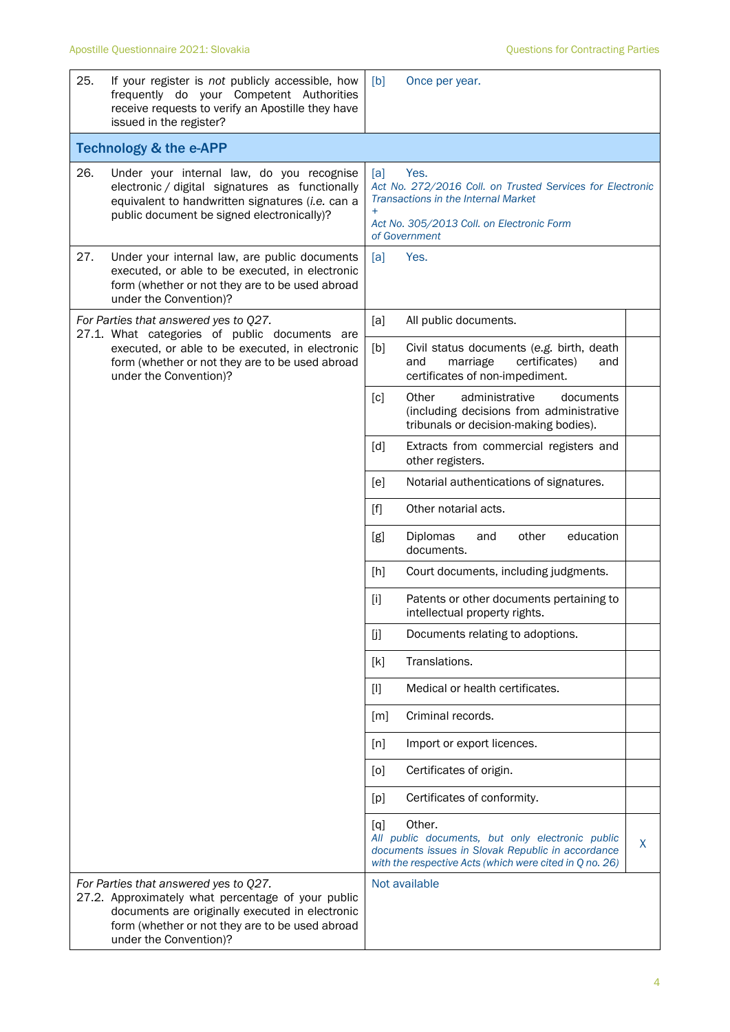| | | |
|---|---|---|
| 25. If your register is *not* publicly accessible, how frequently do your Competent Authorities receive requests to verify an Apostille they have issued in the register? | [b] Once per year. | |
| **Technology & the e-APP** | | |
| 26. Under your internal law, do you recognise electronic / digital signatures as functionally equivalent to handwritten signatures (*i.e.* can a public document be signed electronically)? | [a] Yes. *Act No. 272/2016 Coll. on Trusted Services for Electronic Transactions in the Internal Market* + *Act No. 305/2013 Coll. on Electronic Form of Government* | |
| 27. Under your internal law, are public documents executed, or able to be executed, in electronic form (whether or not they are to be used abroad under the Convention)? | [a] Yes. | |
| *For Parties that answered yes to Q27.* 27.1. What categories of public documents are executed, or able to be executed, in electronic form (whether or not they are to be used abroad under the Convention)? | [a] All public documents. | |
| | [b] Civil status documents (*e.g.* birth, death and marriage certificates) and certificates of non-impediment. | |
| | [c] Other administrative documents (including decisions from administrative tribunals or decision-making bodies). | |
| | [d] Extracts from commercial registers and other registers. | |
| | [e] Notarial authentications of signatures. | |
| | [f] Other notarial acts. | |
| | [g] Diplomas and other education documents. | |
| | [h] Court documents, including judgments. | |
| | [i] Patents or other documents pertaining to intellectual property rights. | |
| | [j] Documents relating to adoptions. | |
| | [k] Translations. | |
| | [l] Medical or health certificates. | |
| | [m] Criminal records. | |
| | [n] Import or export licences. | |
| | [o] Certificates of origin. | |
| | [p] Certificates of conformity. | |
| | [q] Other. *All public documents, but only electronic public documents issues in Slovak Republic in accordance with the respective Acts (which were cited in Q no. 26)* | X |
| *For Parties that answered yes to Q27.* 27.2. Approximately what percentage of your public documents are originally executed in electronic form (whether or not they are to be used abroad under the Convention)? | Not available | |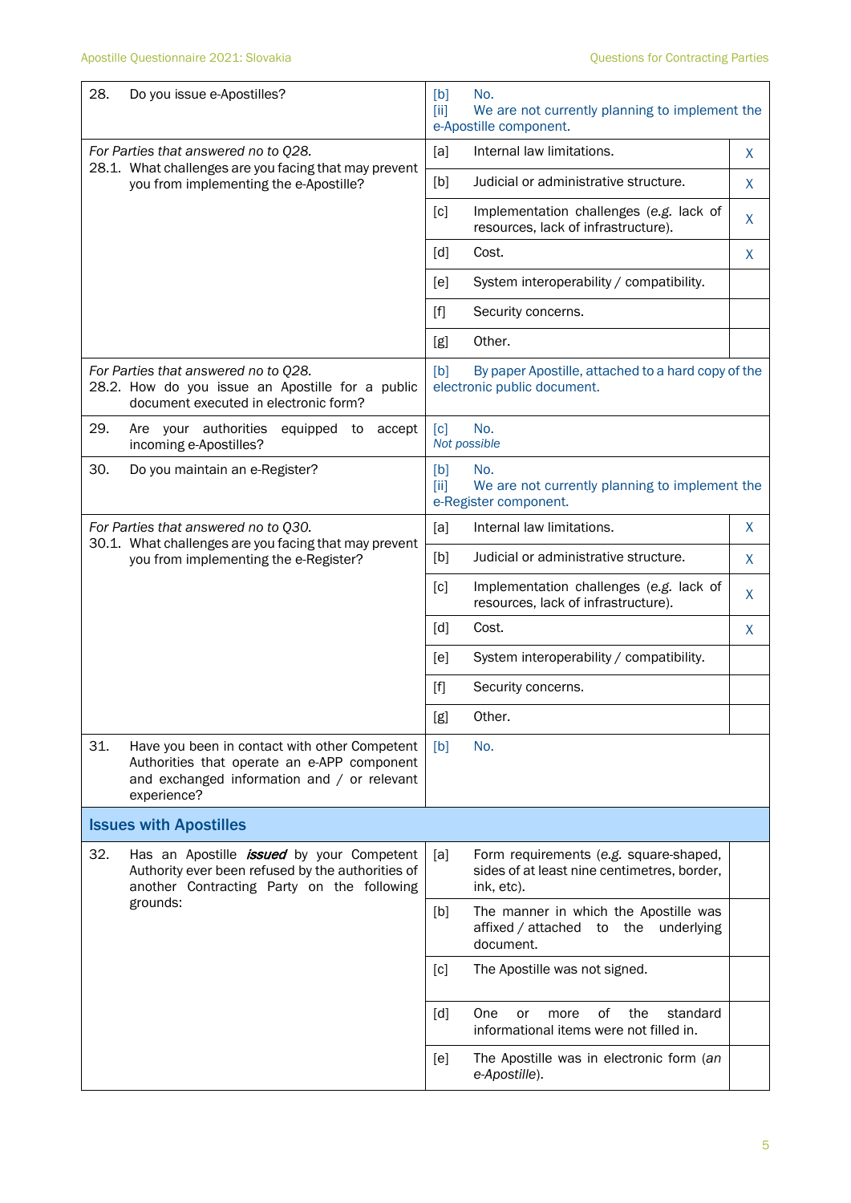| | | |
|---|---|---|
| 28. Do you issue e-Apostilles? | [b] No.<br>[ii] We are not currently planning to implement the e-Apostille component. | |
| *For Parties that answered no to Q28.*<br>28.1. What challenges are you facing that may prevent you from implementing the e-Apostille? | [a] Internal law limitations. | X |
| | [b] Judicial or administrative structure. | X |
| | [c] Implementation challenges (*e.g.* lack of resources, lack of infrastructure). | X |
| | [d] Cost. | X |
| | [e] System interoperability / compatibility. | |
| | [f] Security concerns. | |
| | [g] Other. | |
| *For Parties that answered no to Q28.*<br>28.2. How do you issue an Apostille for a public document executed in electronic form? | [b] By paper Apostille, attached to a hard copy of the electronic public document. | |
| 29. Are your authorities equipped to accept incoming e-Apostilles? | [c] No.<br>*Not possible* | |
| 30. Do you maintain an e-Register? | [b] No.<br>[ii] We are not currently planning to implement the e-Register component. | |
| *For Parties that answered no to Q30.*<br>30.1. What challenges are you facing that may prevent you from implementing the e-Register? | [a] Internal law limitations. | X |
| | [b] Judicial or administrative structure. | X |
| | [c] Implementation challenges (*e.g.* lack of resources, lack of infrastructure). | X |
| | [d] Cost. | X |
| | [e] System interoperability / compatibility. | |
| | [f] Security concerns. | |
| | [g] Other. | |
| 31. Have you been in contact with other Competent Authorities that operate an e-APP component and exchanged information and / or relevant experience? | [b] No. | |

## Issues with Apostilles

| | | |
|---|---|---|
| 32. Has an Apostille ***issued*** by your Competent Authority ever been refused by the authorities of another Contracting Party on the following grounds: | [a] Form requirements (*e.g.* square-shaped, sides of at least nine centimetres, border, ink, etc). | |
| | [b] The manner in which the Apostille was affixed / attached to the underlying document. | |
| | [c] The Apostille was not signed. | |
| | [d] One or more of the standard informational items were not filled in. | |
| | [e] The Apostille was in electronic form (*an e-Apostille*). | |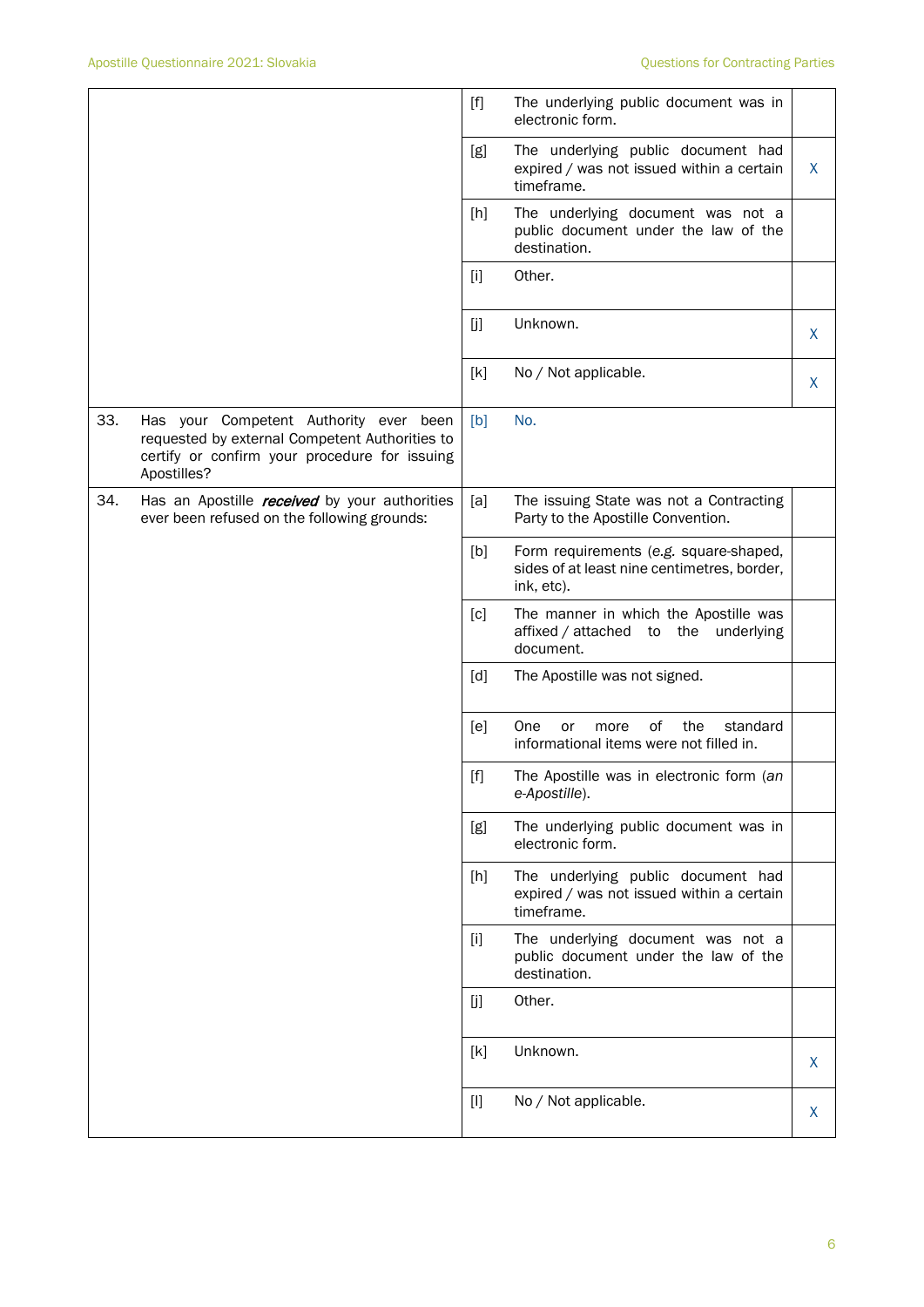| | | | |
|---|---|---|---|
| | | [f] The underlying public document was in electronic form. | |
| | | [g] The underlying public document had expired / was not issued within a certain timeframe. | X |
| | | [h] The underlying document was not a public document under the law of the destination. | |
| | | [i] Other. | |
| | | [j] Unknown. | X |
| | | [k] No / Not applicable. | X |
| 33. | Has your Competent Authority ever been requested by external Competent Authorities to certify or confirm your procedure for issuing Apostilles? | [b] No. | |
| 34. | Has an Apostille ***received*** by your authorities ever been refused on the following grounds: | [a] The issuing State was not a Contracting Party to the Apostille Convention. | |
| | | [b] Form requirements (*e.g.* square-shaped, sides of at least nine centimetres, border, ink, etc). | |
| | | [c] The manner in which the Apostille was affixed / attached to the underlying document. | |
| | | [d] The Apostille was not signed. | |
| | | [e] One or more of the standard informational items were not filled in. | |
| | | [f] The Apostille was in electronic form (*an e-Apostille*). | |
| | | [g] The underlying public document was in electronic form. | |
| | | [h] The underlying public document had expired / was not issued within a certain timeframe. | |
| | | [i] The underlying document was not a public document under the law of the destination. | |
| | | [j] Other. | |
| | | [k] Unknown. | X |
| | | [l] No / Not applicable. | X |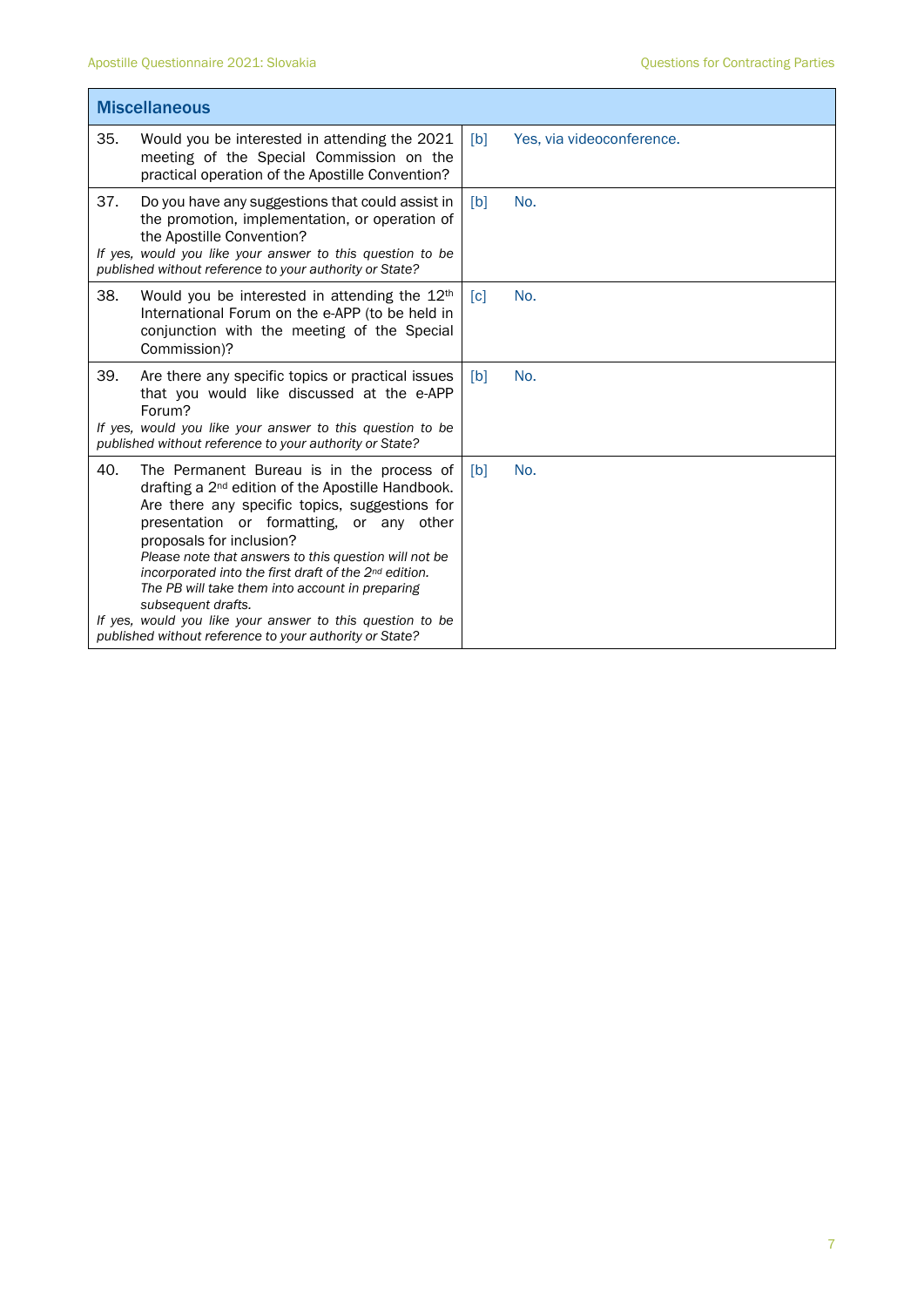| Miscellaneous | | |
|---|---|---|
| 35. Would you be interested in attending the 2021 meeting of the Special Commission on the practical operation of the Apostille Convention? | [b] | Yes, via videoconference. |
| 37. Do you have any suggestions that could assist in the promotion, implementation, or operation of the Apostille Convention? *If yes, would you like your answer to this question to be published without reference to your authority or State?* | [b] | No. |
| 38. Would you be interested in attending the 12th International Forum on the e-APP (to be held in conjunction with the meeting of the Special Commission)? | [c] | No. |
| 39. Are there any specific topics or practical issues that you would like discussed at the e-APP Forum? *If yes, would you like your answer to this question to be published without reference to your authority or State?* | [b] | No. |
| 40. The Permanent Bureau is in the process of drafting a 2nd edition of the Apostille Handbook. Are there any specific topics, suggestions for presentation or formatting, or any other proposals for inclusion? *Please note that answers to this question will not be incorporated into the first draft of the 2nd edition. The PB will take them into account in preparing subsequent drafts.* *If yes, would you like your answer to this question to be published without reference to your authority or State?* | [b] | No. |